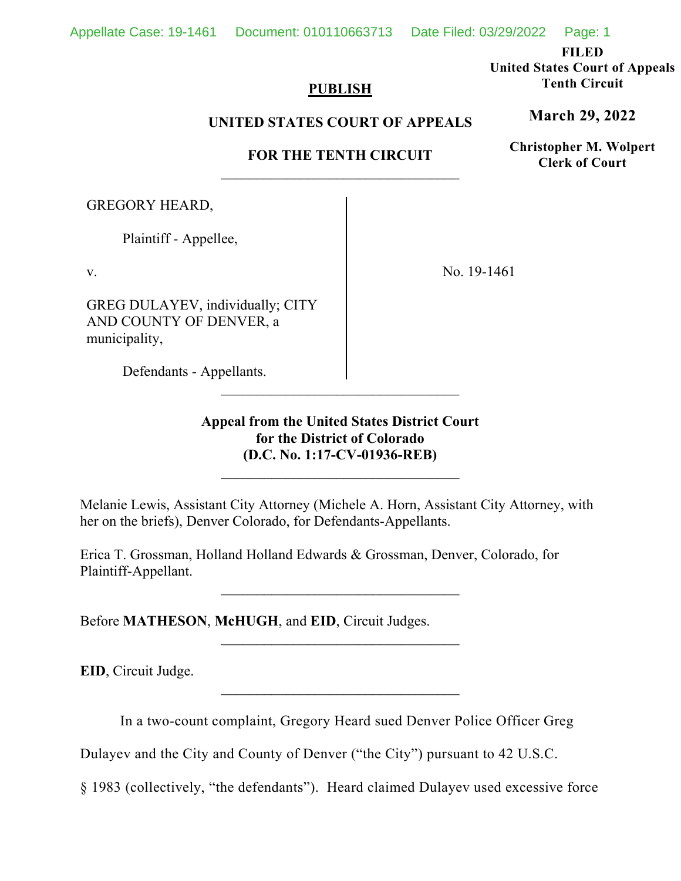FILED
United States Court of Appeals
Tenth Circuit

**March 29, 2022**

**Christopher M. Wolpert**
**Clerk of Court**

**PUBLISH**

**UNITED STATES COURT OF APPEALS**

**FOR THE TENTH CIRCUIT**

---

GREGORY HEARD,

Plaintiff - Appellee,

v.

GREG DULAYEV, individually; CITY AND COUNTY OF DENVER, a municipality,

Defendants - Appellants.

No. 19-1461

---

**Appeal from the United States District Court for the District of Colorado (D.C. No. 1:17-CV-01936-REB)**

---

Melanie Lewis, Assistant City Attorney (Michele A. Horn, Assistant City Attorney, with her on the briefs), Denver Colorado, for Defendants-Appellants.

Erica T. Grossman, Holland Holland Edwards & Grossman, Denver, Colorado, for Plaintiff-Appellant.

---

Before **MATHESON**, **McHUGH**, and **EID**, Circuit Judges.

---

**EID**, Circuit Judge.

---

In a two-count complaint, Gregory Heard sued Denver Police Officer Greg Dulayev and the City and County of Denver ("the City") pursuant to 42 U.S.C. § 1983 (collectively, "the defendants"). Heard claimed Dulayev used excessive force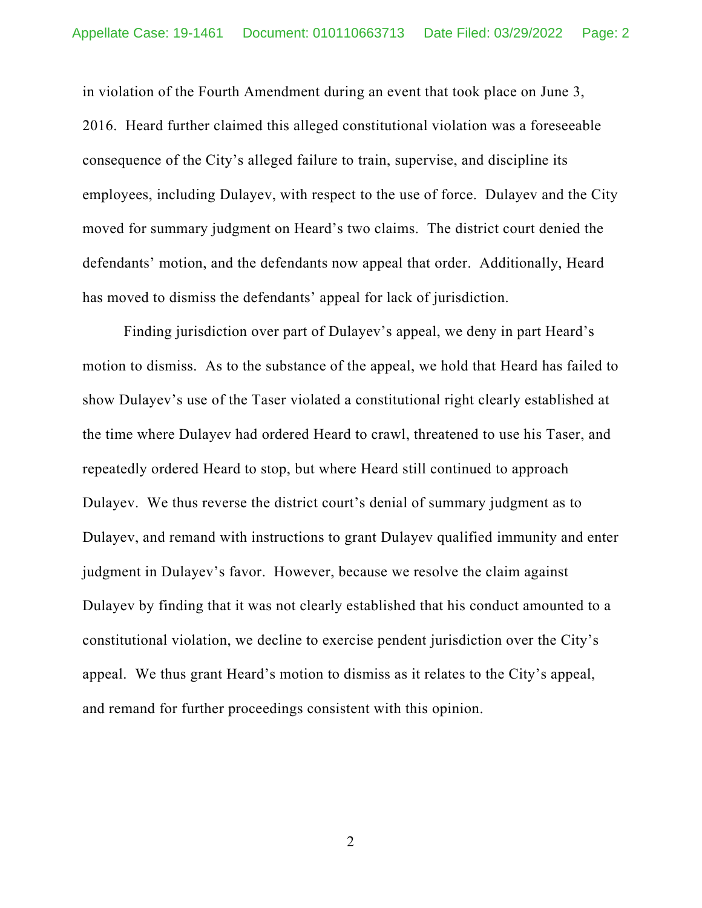in violation of the Fourth Amendment during an event that took place on June 3, 2016. Heard further claimed this alleged constitutional violation was a foreseeable consequence of the City's alleged failure to train, supervise, and discipline its employees, including Dulayev, with respect to the use of force. Dulayev and the City moved for summary judgment on Heard's two claims. The district court denied the defendants' motion, and the defendants now appeal that order. Additionally, Heard has moved to dismiss the defendants' appeal for lack of jurisdiction.

Finding jurisdiction over part of Dulayev's appeal, we deny in part Heard's motion to dismiss. As to the substance of the appeal, we hold that Heard has failed to show Dulayev's use of the Taser violated a constitutional right clearly established at the time where Dulayev had ordered Heard to crawl, threatened to use his Taser, and repeatedly ordered Heard to stop, but where Heard still continued to approach Dulayev. We thus reverse the district court's denial of summary judgment as to Dulayev, and remand with instructions to grant Dulayev qualified immunity and enter judgment in Dulayev's favor. However, because we resolve the claim against Dulayev by finding that it was not clearly established that his conduct amounted to a constitutional violation, we decline to exercise pendent jurisdiction over the City's appeal. We thus grant Heard's motion to dismiss as it relates to the City's appeal, and remand for further proceedings consistent with this opinion.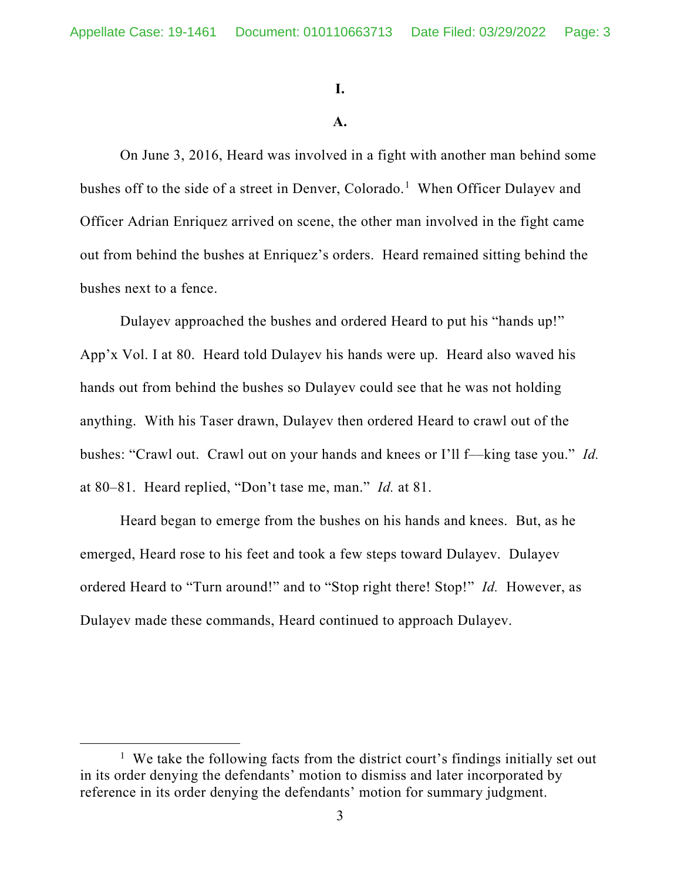# I.

## A.

On June 3, 2016, Heard was involved in a fight with another man behind some bushes off to the side of a street in Denver, Colorado.[1] When Officer Dulayev and Officer Adrian Enriquez arrived on scene, the other man involved in the fight came out from behind the bushes at Enriquez's orders. Heard remained sitting behind the bushes next to a fence.

Dulayev approached the bushes and ordered Heard to put his "hands up!" App'x Vol. I at 80. Heard told Dulayev his hands were up. Heard also waved his hands out from behind the bushes so Dulayev could see that he was not holding anything. With his Taser drawn, Dulayev then ordered Heard to crawl out of the bushes: "Crawl out. Crawl out on your hands and knees or I'll f—king tase you." *Id.* at 80–81. Heard replied, "Don't tase me, man." *Id.* at 81.

Heard began to emerge from the bushes on his hands and knees. But, as he emerged, Heard rose to his feet and took a few steps toward Dulayev. Dulayev ordered Heard to "Turn around!" and to "Stop right there! Stop!" *Id.* However, as Dulayev made these commands, Heard continued to approach Dulayev.

---

[1] We take the following facts from the district court's findings initially set out in its order denying the defendants' motion to dismiss and later incorporated by reference in its order denying the defendants' motion for summary judgment.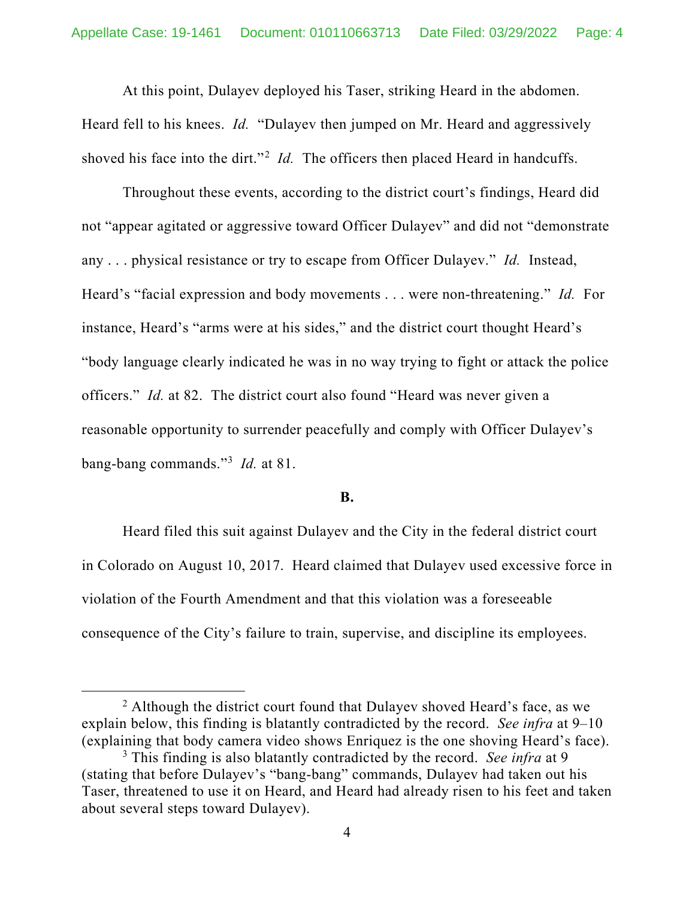At this point, Dulayev deployed his Taser, striking Heard in the abdomen. Heard fell to his knees. *Id.* "Dulayev then jumped on Mr. Heard and aggressively shoved his face into the dirt."[2] *Id.* The officers then placed Heard in handcuffs.

Throughout these events, according to the district court's findings, Heard did not "appear agitated or aggressive toward Officer Dulayev" and did not "demonstrate any . . . physical resistance or try to escape from Officer Dulayev." *Id.* Instead, Heard's "facial expression and body movements . . . were non-threatening." *Id.* For instance, Heard's "arms were at his sides," and the district court thought Heard's "body language clearly indicated he was in no way trying to fight or attack the police officers." *Id.* at 82. The district court also found "Heard was never given a reasonable opportunity to surrender peacefully and comply with Officer Dulayev's bang-bang commands."[3] *Id.* at 81.

**B.**

Heard filed this suit against Dulayev and the City in the federal district court in Colorado on August 10, 2017. Heard claimed that Dulayev used excessive force in violation of the Fourth Amendment and that this violation was a foreseeable consequence of the City's failure to train, supervise, and discipline its employees.

---

[2] Although the district court found that Dulayev shoved Heard's face, as we explain below, this finding is blatantly contradicted by the record. *See infra* at 9–10 (explaining that body camera video shows Enriquez is the one shoving Heard's face).

[3] This finding is also blatantly contradicted by the record. *See infra* at 9 (stating that before Dulayev's "bang-bang" commands, Dulayev had taken out his Taser, threatened to use it on Heard, and Heard had already risen to his feet and taken about several steps toward Dulayev).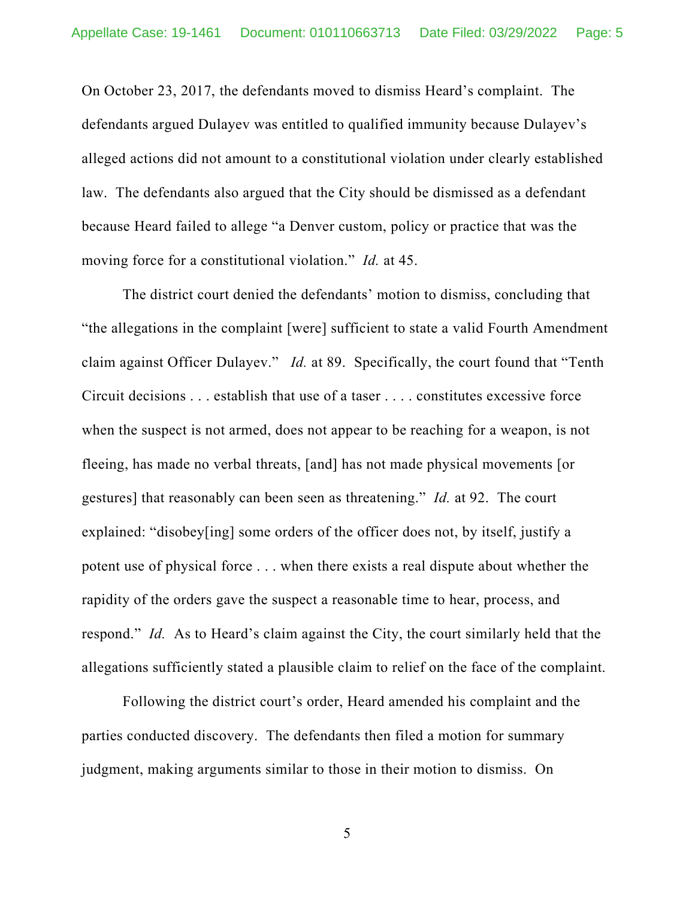On October 23, 2017, the defendants moved to dismiss Heard's complaint. The defendants argued Dulayev was entitled to qualified immunity because Dulayev's alleged actions did not amount to a constitutional violation under clearly established law. The defendants also argued that the City should be dismissed as a defendant because Heard failed to allege "a Denver custom, policy or practice that was the moving force for a constitutional violation." *Id.* at 45.

The district court denied the defendants' motion to dismiss, concluding that "the allegations in the complaint [were] sufficient to state a valid Fourth Amendment claim against Officer Dulayev." *Id.* at 89. Specifically, the court found that "Tenth Circuit decisions . . . establish that use of a taser . . . . constitutes excessive force when the suspect is not armed, does not appear to be reaching for a weapon, is not fleeing, has made no verbal threats, [and] has not made physical movements [or gestures] that reasonably can been seen as threatening." *Id.* at 92. The court explained: "disobey[ing] some orders of the officer does not, by itself, justify a potent use of physical force . . . when there exists a real dispute about whether the rapidity of the orders gave the suspect a reasonable time to hear, process, and respond." *Id.* As to Heard's claim against the City, the court similarly held that the allegations sufficiently stated a plausible claim to relief on the face of the complaint.

Following the district court's order, Heard amended his complaint and the parties conducted discovery. The defendants then filed a motion for summary judgment, making arguments similar to those in their motion to dismiss. On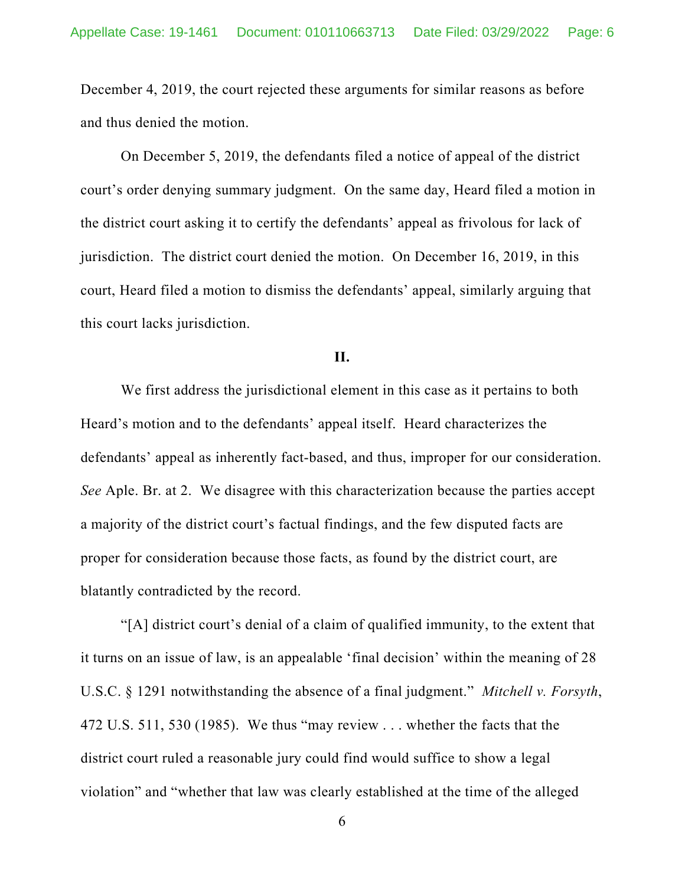December 4, 2019, the court rejected these arguments for similar reasons as before and thus denied the motion.

On December 5, 2019, the defendants filed a notice of appeal of the district court's order denying summary judgment. On the same day, Heard filed a motion in the district court asking it to certify the defendants' appeal as frivolous for lack of jurisdiction. The district court denied the motion. On December 16, 2019, in this court, Heard filed a motion to dismiss the defendants' appeal, similarly arguing that this court lacks jurisdiction.

## II.

We first address the jurisdictional element in this case as it pertains to both Heard's motion and to the defendants' appeal itself. Heard characterizes the defendants' appeal as inherently fact-based, and thus, improper for our consideration. *See* Aple. Br. at 2. We disagree with this characterization because the parties accept a majority of the district court's factual findings, and the few disputed facts are proper for consideration because those facts, as found by the district court, are blatantly contradicted by the record.

"[A] district court's denial of a claim of qualified immunity, to the extent that it turns on an issue of law, is an appealable 'final decision' within the meaning of 28 U.S.C. § 1291 notwithstanding the absence of a final judgment." *Mitchell v. Forsyth*, 472 U.S. 511, 530 (1985). We thus "may review . . . whether the facts that the district court ruled a reasonable jury could find would suffice to show a legal violation" and "whether that law was clearly established at the time of the alleged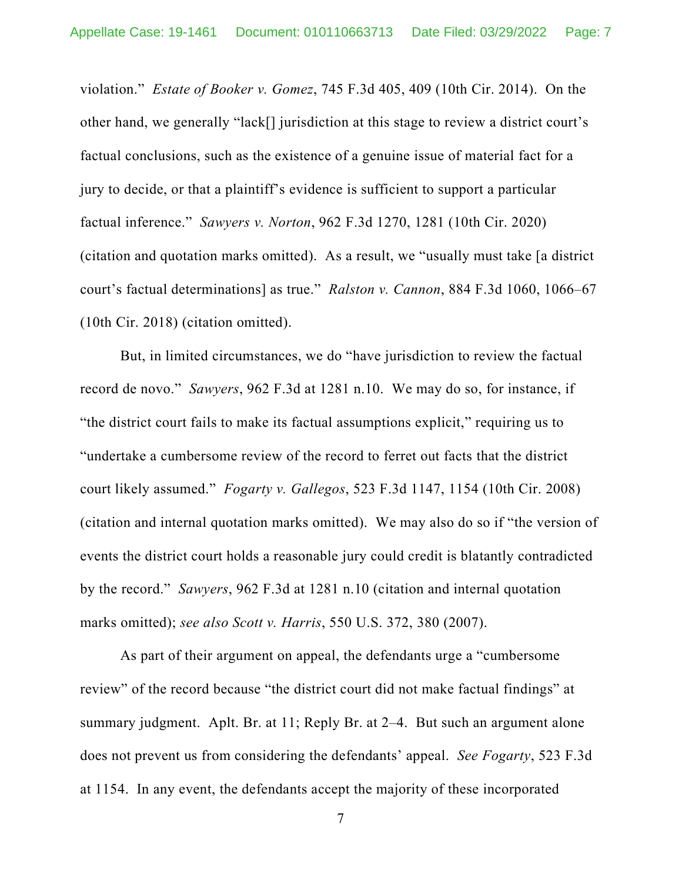violation." *Estate of Booker v. Gomez*, 745 F.3d 405, 409 (10th Cir. 2014). On the other hand, we generally "lack[] jurisdiction at this stage to review a district court's factual conclusions, such as the existence of a genuine issue of material fact for a jury to decide, or that a plaintiff's evidence is sufficient to support a particular factual inference." *Sawyers v. Norton*, 962 F.3d 1270, 1281 (10th Cir. 2020) (citation and quotation marks omitted). As a result, we "usually must take [a district court's factual determinations] as true." *Ralston v. Cannon*, 884 F.3d 1060, 1066–67 (10th Cir. 2018) (citation omitted).

But, in limited circumstances, we do "have jurisdiction to review the factual record de novo." *Sawyers*, 962 F.3d at 1281 n.10. We may do so, for instance, if "the district court fails to make its factual assumptions explicit," requiring us to "undertake a cumbersome review of the record to ferret out facts that the district court likely assumed." *Fogarty v. Gallegos*, 523 F.3d 1147, 1154 (10th Cir. 2008) (citation and internal quotation marks omitted). We may also do so if "the version of events the district court holds a reasonable jury could credit is blatantly contradicted by the record." *Sawyers*, 962 F.3d at 1281 n.10 (citation and internal quotation marks omitted); *see also Scott v. Harris*, 550 U.S. 372, 380 (2007).

As part of their argument on appeal, the defendants urge a "cumbersome review" of the record because "the district court did not make factual findings" at summary judgment. Aplt. Br. at 11; Reply Br. at 2–4. But such an argument alone does not prevent us from considering the defendants' appeal. *See Fogarty*, 523 F.3d at 1154. In any event, the defendants accept the majority of these incorporated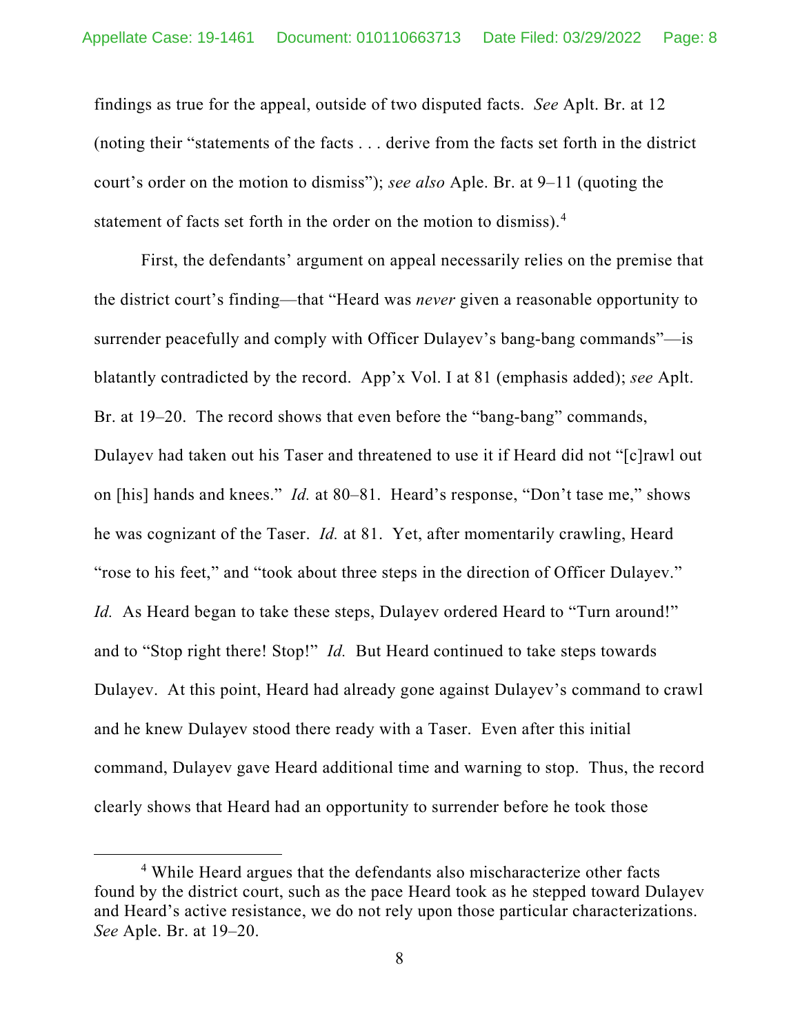findings as true for the appeal, outside of two disputed facts. *See* Aplt. Br. at 12 (noting their "statements of the facts . . . derive from the facts set forth in the district court's order on the motion to dismiss"); *see also* Aple. Br. at 9–11 (quoting the statement of facts set forth in the order on the motion to dismiss).[4]

First, the defendants' argument on appeal necessarily relies on the premise that the district court's finding—that "Heard was *never* given a reasonable opportunity to surrender peacefully and comply with Officer Dulayev's bang-bang commands"—is blatantly contradicted by the record. App'x Vol. I at 81 (emphasis added); *see* Aplt. Br. at 19–20. The record shows that even before the "bang-bang" commands, Dulayev had taken out his Taser and threatened to use it if Heard did not "[c]rawl out on [his] hands and knees." *Id.* at 80–81. Heard's response, "Don't tase me," shows he was cognizant of the Taser. *Id.* at 81. Yet, after momentarily crawling, Heard "rose to his feet," and "took about three steps in the direction of Officer Dulayev." *Id.* As Heard began to take these steps, Dulayev ordered Heard to "Turn around!" and to "Stop right there! Stop!" *Id.* But Heard continued to take steps towards Dulayev. At this point, Heard had already gone against Dulayev's command to crawl and he knew Dulayev stood there ready with a Taser. Even after this initial command, Dulayev gave Heard additional time and warning to stop. Thus, the record clearly shows that Heard had an opportunity to surrender before he took those

[4] While Heard argues that the defendants also mischaracterize other facts found by the district court, such as the pace Heard took as he stepped toward Dulayev and Heard's active resistance, we do not rely upon those particular characterizations. *See* Aple. Br. at 19–20.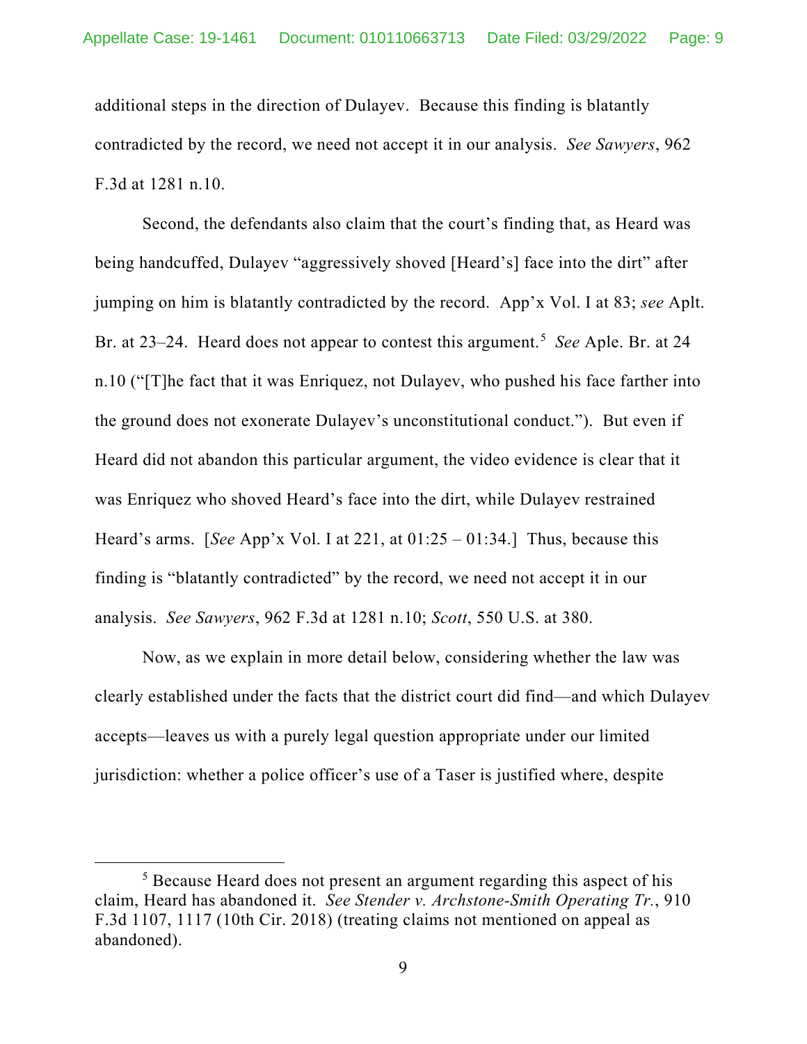additional steps in the direction of Dulayev. Because this finding is blatantly contradicted by the record, we need not accept it in our analysis. *See Sawyers*, 962 F.3d at 1281 n.10.

Second, the defendants also claim that the court's finding that, as Heard was being handcuffed, Dulayev "aggressively shoved [Heard's] face into the dirt" after jumping on him is blatantly contradicted by the record. App'x Vol. I at 83; *see* Aplt. Br. at 23–24. Heard does not appear to contest this argument.[5] *See* Aple. Br. at 24 n.10 ("[T]he fact that it was Enriquez, not Dulayev, who pushed his face farther into the ground does not exonerate Dulayev's unconstitutional conduct."). But even if Heard did not abandon this particular argument, the video evidence is clear that it was Enriquez who shoved Heard's face into the dirt, while Dulayev restrained Heard's arms. [*See* App'x Vol. I at 221, at 01:25 – 01:34.] Thus, because this finding is "blatantly contradicted" by the record, we need not accept it in our analysis. *See Sawyers*, 962 F.3d at 1281 n.10; *Scott*, 550 U.S. at 380.

Now, as we explain in more detail below, considering whether the law was clearly established under the facts that the district court did find—and which Dulayev accepts—leaves us with a purely legal question appropriate under our limited jurisdiction: whether a police officer's use of a Taser is justified where, despite

---

[5] Because Heard does not present an argument regarding this aspect of his claim, Heard has abandoned it. *See Stender v. Archstone-Smith Operating Tr.*, 910 F.3d 1107, 1117 (10th Cir. 2018) (treating claims not mentioned on appeal as abandoned).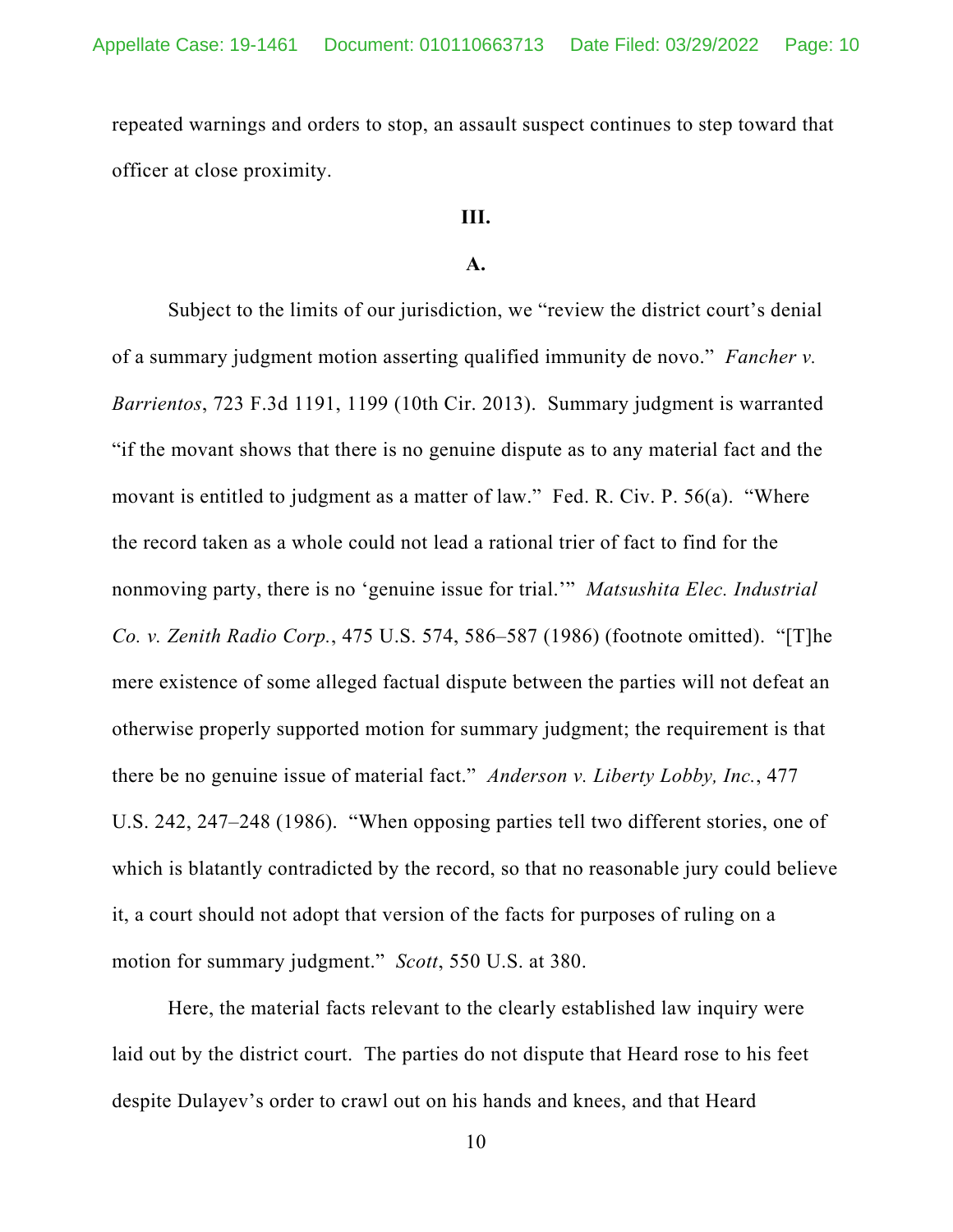repeated warnings and orders to stop, an assault suspect continues to step toward that officer at close proximity.

### III.

### A.

Subject to the limits of our jurisdiction, we "review the district court's denial of a summary judgment motion asserting qualified immunity de novo." *Fancher v. Barrientos*, 723 F.3d 1191, 1199 (10th Cir. 2013). Summary judgment is warranted "if the movant shows that there is no genuine dispute as to any material fact and the movant is entitled to judgment as a matter of law." Fed. R. Civ. P. 56(a). "Where the record taken as a whole could not lead a rational trier of fact to find for the nonmoving party, there is no 'genuine issue for trial.'" *Matsushita Elec. Industrial Co. v. Zenith Radio Corp.*, 475 U.S. 574, 586–587 (1986) (footnote omitted). "[T]he mere existence of some alleged factual dispute between the parties will not defeat an otherwise properly supported motion for summary judgment; the requirement is that there be no genuine issue of material fact." *Anderson v. Liberty Lobby, Inc.*, 477 U.S. 242, 247–248 (1986). "When opposing parties tell two different stories, one of which is blatantly contradicted by the record, so that no reasonable jury could believe it, a court should not adopt that version of the facts for purposes of ruling on a motion for summary judgment." *Scott*, 550 U.S. at 380.

Here, the material facts relevant to the clearly established law inquiry were laid out by the district court. The parties do not dispute that Heard rose to his feet despite Dulayev's order to crawl out on his hands and knees, and that Heard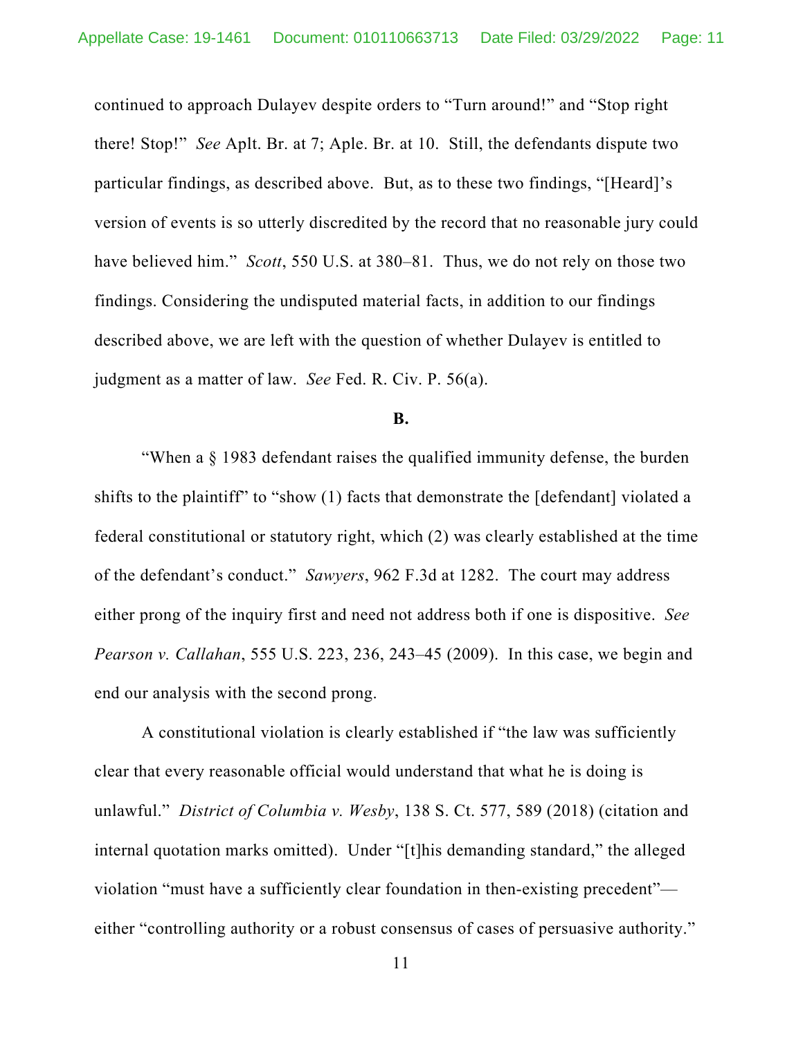continued to approach Dulayev despite orders to "Turn around!" and "Stop right there! Stop!" *See* Aplt. Br. at 7; Aple. Br. at 10. Still, the defendants dispute two particular findings, as described above. But, as to these two findings, "[Heard]'s version of events is so utterly discredited by the record that no reasonable jury could have believed him." *Scott*, 550 U.S. at 380–81. Thus, we do not rely on those two findings. Considering the undisputed material facts, in addition to our findings described above, we are left with the question of whether Dulayev is entitled to judgment as a matter of law. *See* Fed. R. Civ. P. 56(a).

**B.**

"When a § 1983 defendant raises the qualified immunity defense, the burden shifts to the plaintiff" to "show (1) facts that demonstrate the [defendant] violated a federal constitutional or statutory right, which (2) was clearly established at the time of the defendant's conduct." *Sawyers*, 962 F.3d at 1282. The court may address either prong of the inquiry first and need not address both if one is dispositive. *See Pearson v. Callahan*, 555 U.S. 223, 236, 243–45 (2009). In this case, we begin and end our analysis with the second prong.

A constitutional violation is clearly established if "the law was sufficiently clear that every reasonable official would understand that what he is doing is unlawful." *District of Columbia v. Wesby*, 138 S. Ct. 577, 589 (2018) (citation and internal quotation marks omitted). Under "[t]his demanding standard," the alleged violation "must have a sufficiently clear foundation in then-existing precedent"—either "controlling authority or a robust consensus of cases of persuasive authority."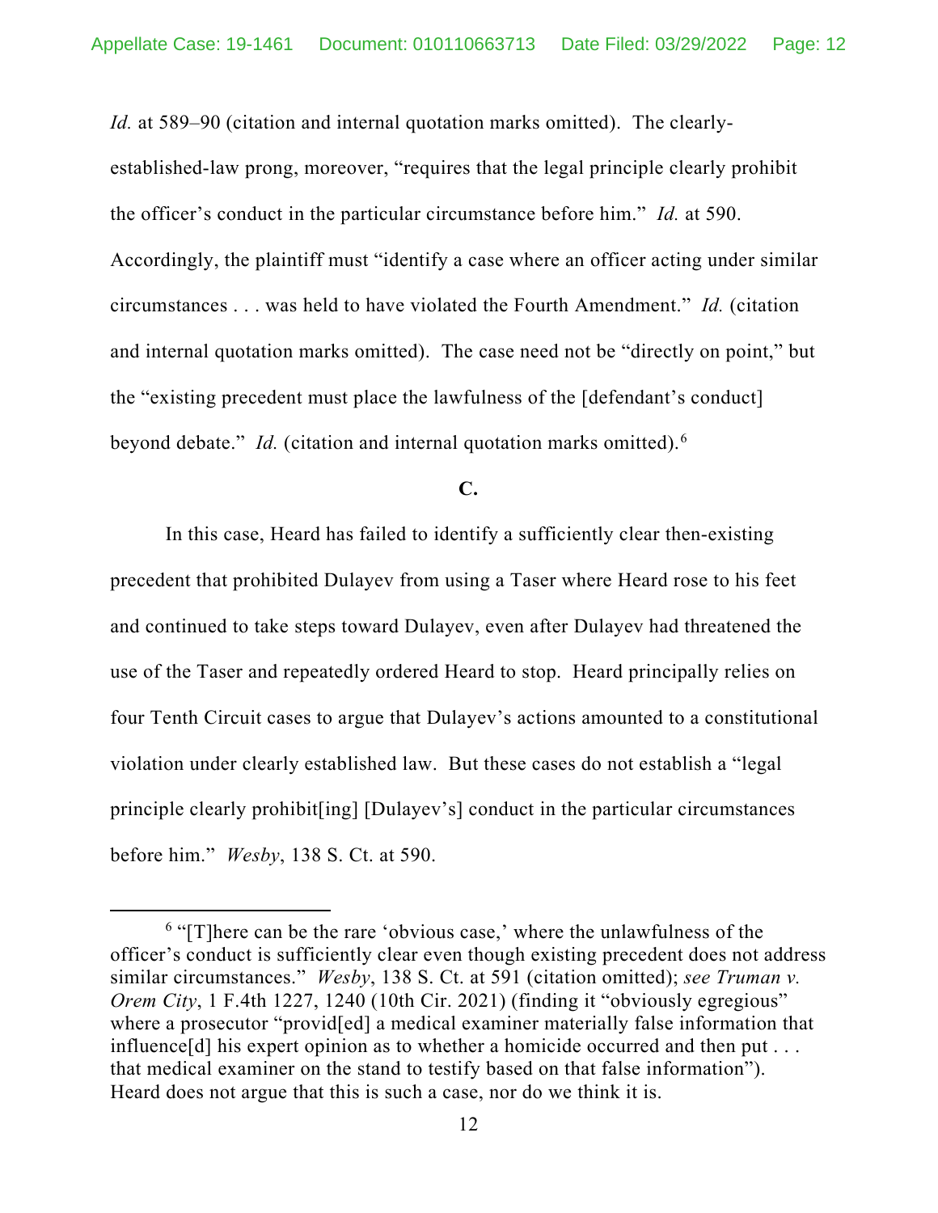*Id.* at 589–90 (citation and internal quotation marks omitted). The clearly-established-law prong, moreover, "requires that the legal principle clearly prohibit the officer's conduct in the particular circumstance before him." *Id.* at 590. Accordingly, the plaintiff must "identify a case where an officer acting under similar circumstances . . . was held to have violated the Fourth Amendment." *Id.* (citation and internal quotation marks omitted). The case need not be "directly on point," but the "existing precedent must place the lawfulness of the [defendant's conduct] beyond debate." *Id.* (citation and internal quotation marks omitted).[6]

### C.

In this case, Heard has failed to identify a sufficiently clear then-existing precedent that prohibited Dulayev from using a Taser where Heard rose to his feet and continued to take steps toward Dulayev, even after Dulayev had threatened the use of the Taser and repeatedly ordered Heard to stop. Heard principally relies on four Tenth Circuit cases to argue that Dulayev's actions amounted to a constitutional violation under clearly established law. But these cases do not establish a "legal principle clearly prohibit[ing] [Dulayev's] conduct in the particular circumstances before him." *Wesby*, 138 S. Ct. at 590.

[6] "[T]here can be the rare 'obvious case,' where the unlawfulness of the officer's conduct is sufficiently clear even though existing precedent does not address similar circumstances." *Wesby*, 138 S. Ct. at 591 (citation omitted); *see Truman v. Orem City*, 1 F.4th 1227, 1240 (10th Cir. 2021) (finding it "obviously egregious" where a prosecutor "provid[ed] a medical examiner materially false information that influence[d] his expert opinion as to whether a homicide occurred and then put . . . that medical examiner on the stand to testify based on that false information"). Heard does not argue that this is such a case, nor do we think it is.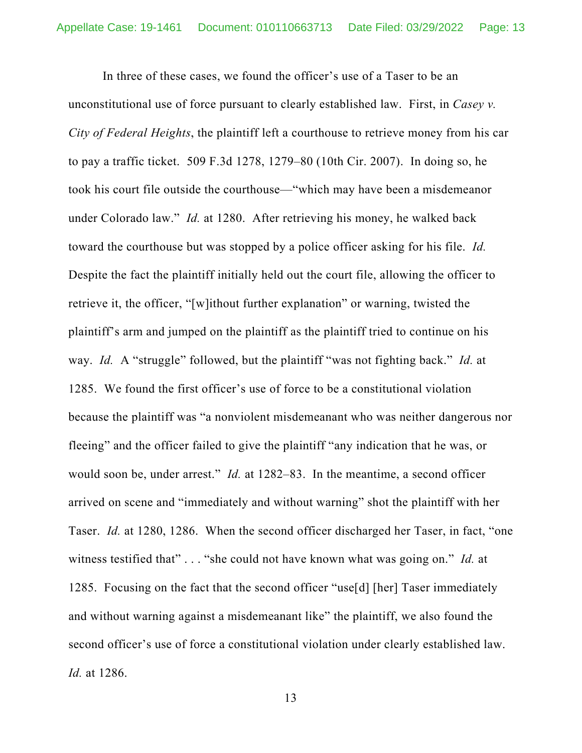In three of these cases, we found the officer's use of a Taser to be an unconstitutional use of force pursuant to clearly established law. First, in *Casey v. City of Federal Heights*, the plaintiff left a courthouse to retrieve money from his car to pay a traffic ticket. 509 F.3d 1278, 1279–80 (10th Cir. 2007). In doing so, he took his court file outside the courthouse—"which may have been a misdemeanor under Colorado law." *Id.* at 1280. After retrieving his money, he walked back toward the courthouse but was stopped by a police officer asking for his file. *Id.* Despite the fact the plaintiff initially held out the court file, allowing the officer to retrieve it, the officer, "[w]ithout further explanation" or warning, twisted the plaintiff's arm and jumped on the plaintiff as the plaintiff tried to continue on his way. *Id.* A "struggle" followed, but the plaintiff "was not fighting back." *Id.* at 1285. We found the first officer's use of force to be a constitutional violation because the plaintiff was "a nonviolent misdemeanant who was neither dangerous nor fleeing" and the officer failed to give the plaintiff "any indication that he was, or would soon be, under arrest." *Id.* at 1282–83. In the meantime, a second officer arrived on scene and "immediately and without warning" shot the plaintiff with her Taser. *Id.* at 1280, 1286. When the second officer discharged her Taser, in fact, "one witness testified that" . . . "she could not have known what was going on." *Id.* at 1285. Focusing on the fact that the second officer "use[d] [her] Taser immediately and without warning against a misdemeanant like" the plaintiff, we also found the second officer's use of force a constitutional violation under clearly established law. *Id.* at 1286.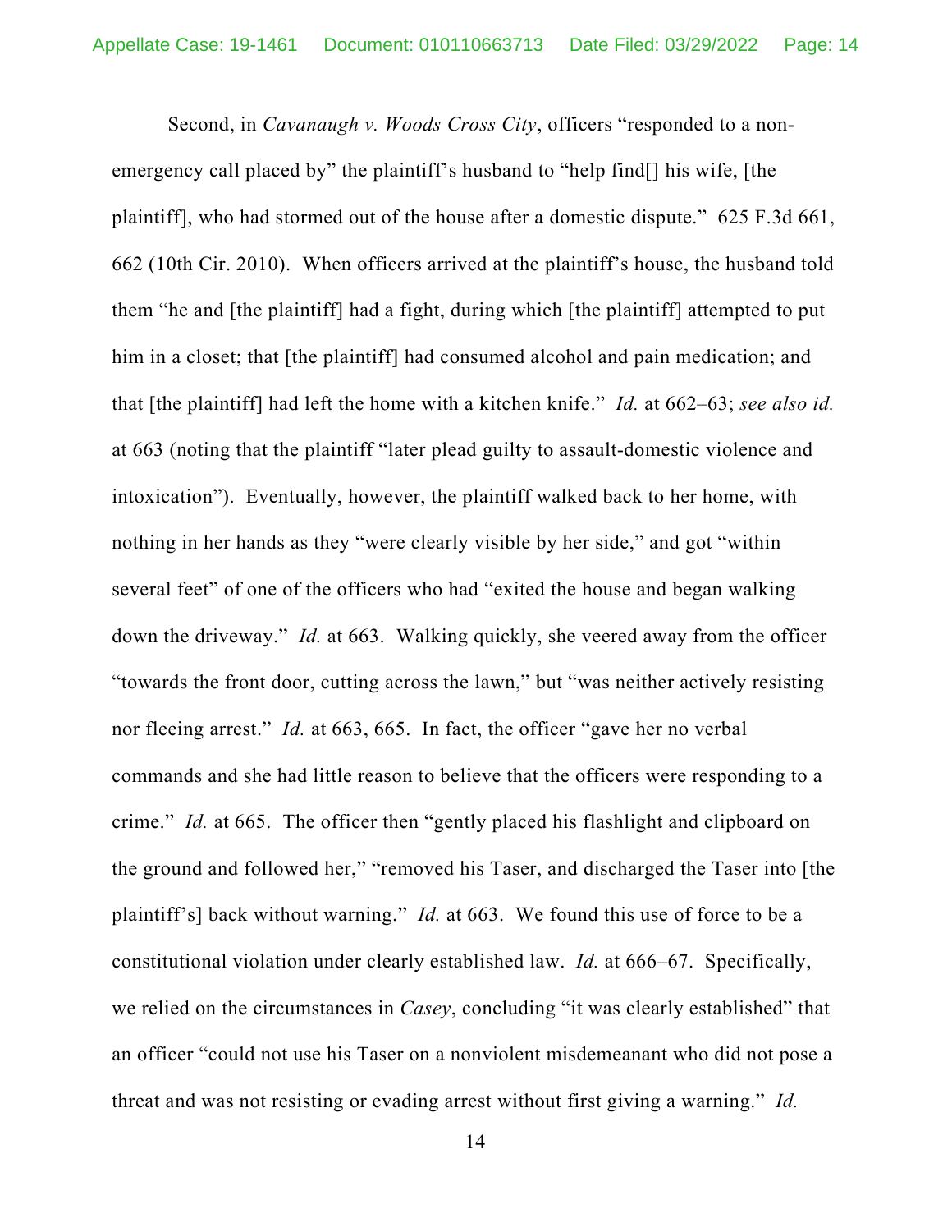Second, in *Cavanaugh v. Woods Cross City*, officers "responded to a non-emergency call placed by" the plaintiff's husband to "help find[] his wife, [the plaintiff], who had stormed out of the house after a domestic dispute." 625 F.3d 661, 662 (10th Cir. 2010). When officers arrived at the plaintiff's house, the husband told them "he and [the plaintiff] had a fight, during which [the plaintiff] attempted to put him in a closet; that [the plaintiff] had consumed alcohol and pain medication; and that [the plaintiff] had left the home with a kitchen knife." *Id.* at 662–63; *see also id.* at 663 (noting that the plaintiff "later plead guilty to assault-domestic violence and intoxication"). Eventually, however, the plaintiff walked back to her home, with nothing in her hands as they "were clearly visible by her side," and got "within several feet" of one of the officers who had "exited the house and began walking down the driveway." *Id.* at 663. Walking quickly, she veered away from the officer "towards the front door, cutting across the lawn," but "was neither actively resisting nor fleeing arrest." *Id.* at 663, 665. In fact, the officer "gave her no verbal commands and she had little reason to believe that the officers were responding to a crime." *Id.* at 665. The officer then "gently placed his flashlight and clipboard on the ground and followed her," "removed his Taser, and discharged the Taser into [the plaintiff's] back without warning." *Id.* at 663. We found this use of force to be a constitutional violation under clearly established law. *Id.* at 666–67. Specifically, we relied on the circumstances in *Casey*, concluding "it was clearly established" that an officer "could not use his Taser on a nonviolent misdemeanant who did not pose a threat and was not resisting or evading arrest without first giving a warning." *Id.*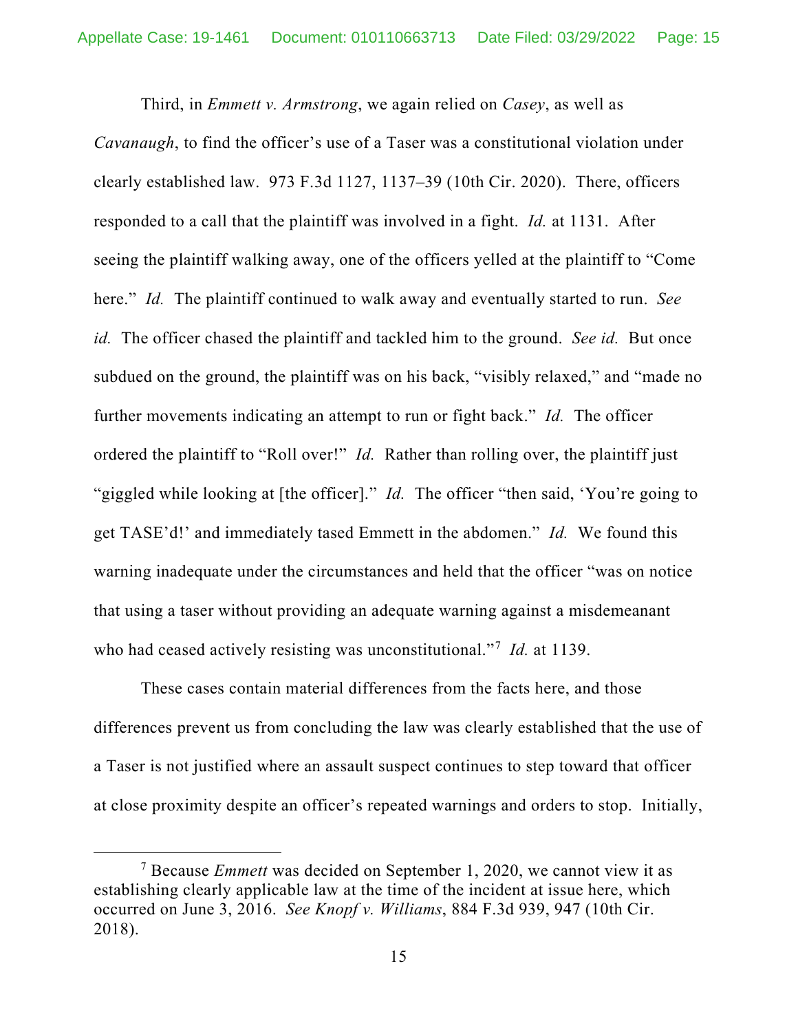Third, in *Emmett v. Armstrong*, we again relied on *Casey*, as well as *Cavanaugh*, to find the officer's use of a Taser was a constitutional violation under clearly established law. 973 F.3d 1127, 1137–39 (10th Cir. 2020). There, officers responded to a call that the plaintiff was involved in a fight. *Id.* at 1131. After seeing the plaintiff walking away, one of the officers yelled at the plaintiff to "Come here." *Id.* The plaintiff continued to walk away and eventually started to run. *See id.* The officer chased the plaintiff and tackled him to the ground. *See id.* But once subdued on the ground, the plaintiff was on his back, "visibly relaxed," and "made no further movements indicating an attempt to run or fight back." *Id.* The officer ordered the plaintiff to "Roll over!" *Id.* Rather than rolling over, the plaintiff just "giggled while looking at [the officer]." *Id.* The officer "then said, 'You're going to get TASE'd!' and immediately tased Emmett in the abdomen." *Id.* We found this warning inadequate under the circumstances and held that the officer "was on notice that using a taser without providing an adequate warning against a misdemeanant who had ceased actively resisting was unconstitutional."[7] *Id.* at 1139.

These cases contain material differences from the facts here, and those differences prevent us from concluding the law was clearly established that the use of a Taser is not justified where an assault suspect continues to step toward that officer at close proximity despite an officer's repeated warnings and orders to stop. Initially,

[7] Because *Emmett* was decided on September 1, 2020, we cannot view it as establishing clearly applicable law at the time of the incident at issue here, which occurred on June 3, 2016. *See Knopf v. Williams*, 884 F.3d 939, 947 (10th Cir. 2018).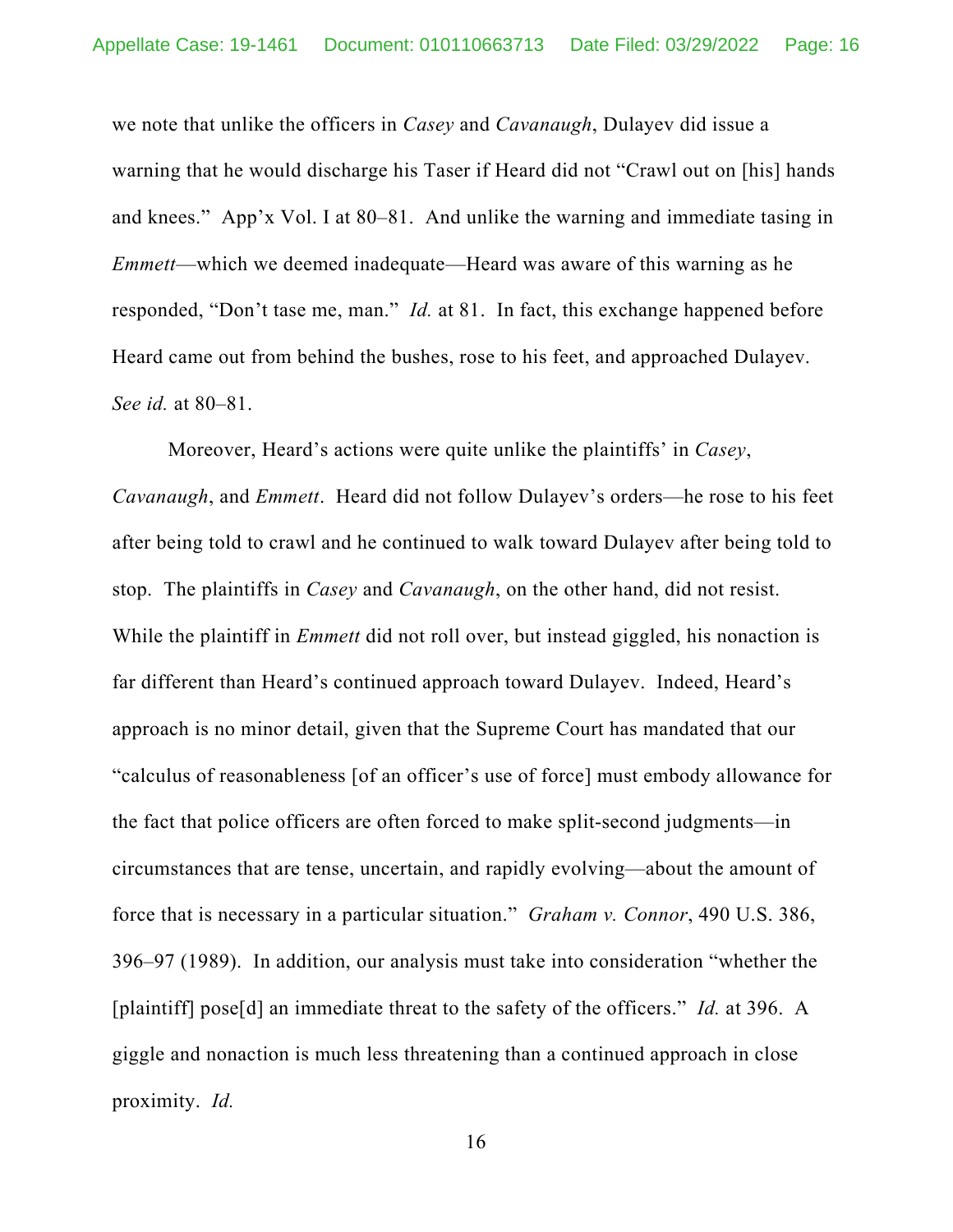we note that unlike the officers in *Casey* and *Cavanaugh*, Dulayev did issue a warning that he would discharge his Taser if Heard did not "Crawl out on [his] hands and knees." App'x Vol. I at 80–81. And unlike the warning and immediate tasing in *Emmett*—which we deemed inadequate—Heard was aware of this warning as he responded, "Don't tase me, man." *Id.* at 81. In fact, this exchange happened before Heard came out from behind the bushes, rose to his feet, and approached Dulayev. *See id.* at 80–81.

Moreover, Heard's actions were quite unlike the plaintiffs' in *Casey*, *Cavanaugh*, and *Emmett*. Heard did not follow Dulayev's orders—he rose to his feet after being told to crawl and he continued to walk toward Dulayev after being told to stop. The plaintiffs in *Casey* and *Cavanaugh*, on the other hand, did not resist. While the plaintiff in *Emmett* did not roll over, but instead giggled, his nonaction is far different than Heard's continued approach toward Dulayev. Indeed, Heard's approach is no minor detail, given that the Supreme Court has mandated that our "calculus of reasonableness [of an officer's use of force] must embody allowance for the fact that police officers are often forced to make split-second judgments—in circumstances that are tense, uncertain, and rapidly evolving—about the amount of force that is necessary in a particular situation." *Graham v. Connor*, 490 U.S. 386, 396–97 (1989). In addition, our analysis must take into consideration "whether the [plaintiff] pose[d] an immediate threat to the safety of the officers." *Id.* at 396. A giggle and nonaction is much less threatening than a continued approach in close proximity. *Id.*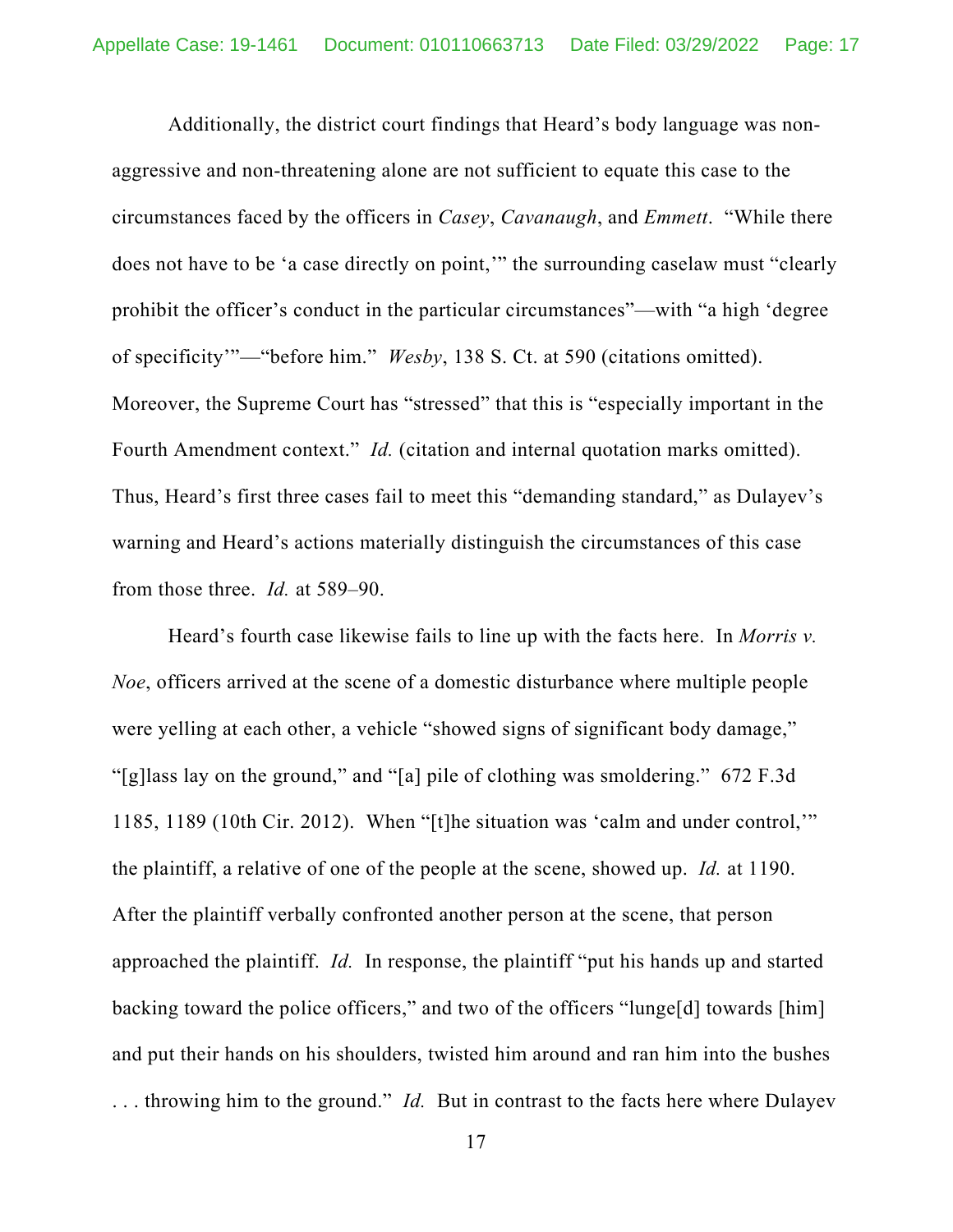Additionally, the district court findings that Heard's body language was non-aggressive and non-threatening alone are not sufficient to equate this case to the circumstances faced by the officers in *Casey*, *Cavanaugh*, and *Emmett*. "While there does not have to be 'a case directly on point,'" the surrounding caselaw must "clearly prohibit the officer's conduct in the particular circumstances"—with "a high 'degree of specificity'"—"before him." *Wesby*, 138 S. Ct. at 590 (citations omitted). Moreover, the Supreme Court has "stressed" that this is "especially important in the Fourth Amendment context." *Id.* (citation and internal quotation marks omitted). Thus, Heard's first three cases fail to meet this "demanding standard," as Dulayev's warning and Heard's actions materially distinguish the circumstances of this case from those three. *Id.* at 589–90.

Heard's fourth case likewise fails to line up with the facts here. In *Morris v. Noe*, officers arrived at the scene of a domestic disturbance where multiple people were yelling at each other, a vehicle "showed signs of significant body damage," "[g]lass lay on the ground," and "[a] pile of clothing was smoldering." 672 F.3d 1185, 1189 (10th Cir. 2012). When "[t]he situation was 'calm and under control,'" the plaintiff, a relative of one of the people at the scene, showed up. *Id.* at 1190. After the plaintiff verbally confronted another person at the scene, that person approached the plaintiff. *Id.* In response, the plaintiff "put his hands up and started backing toward the police officers," and two of the officers "lunge[d] towards [him] and put their hands on his shoulders, twisted him around and ran him into the bushes . . . throwing him to the ground." *Id.* But in contrast to the facts here where Dulayev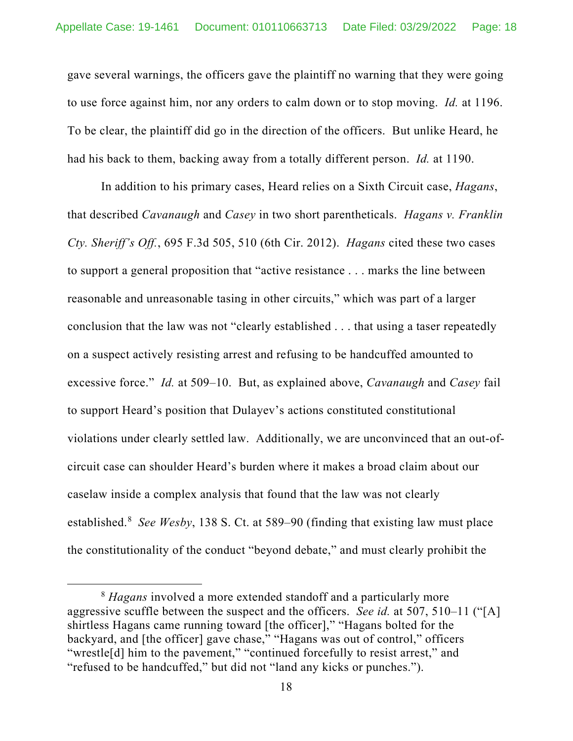gave several warnings, the officers gave the plaintiff no warning that they were going to use force against him, nor any orders to calm down or to stop moving. *Id.* at 1196. To be clear, the plaintiff did go in the direction of the officers. But unlike Heard, he had his back to them, backing away from a totally different person. *Id.* at 1190.

In addition to his primary cases, Heard relies on a Sixth Circuit case, *Hagans*, that described *Cavanaugh* and *Casey* in two short parentheticals. *Hagans v. Franklin Cty. Sheriff's Off.*, 695 F.3d 505, 510 (6th Cir. 2012). *Hagans* cited these two cases to support a general proposition that "active resistance . . . marks the line between reasonable and unreasonable tasing in other circuits," which was part of a larger conclusion that the law was not "clearly established . . . that using a taser repeatedly on a suspect actively resisting arrest and refusing to be handcuffed amounted to excessive force." *Id.* at 509–10. But, as explained above, *Cavanaugh* and *Casey* fail to support Heard's position that Dulayev's actions constituted constitutional violations under clearly settled law. Additionally, we are unconvinced that an out-of-circuit case can shoulder Heard's burden where it makes a broad claim about our caselaw inside a complex analysis that found that the law was not clearly established.[8] *See Wesby*, 138 S. Ct. at 589–90 (finding that existing law must place the constitutionality of the conduct "beyond debate," and must clearly prohibit the

[8] *Hagans* involved a more extended standoff and a particularly more aggressive scuffle between the suspect and the officers. *See id.* at 507, 510–11 ("[A] shirtless Hagans came running toward [the officer]," "Hagans bolted for the backyard, and [the officer] gave chase," "Hagans was out of control," officers "wrestle[d] him to the pavement," "continued forcefully to resist arrest," and "refused to be handcuffed," but did not "land any kicks or punches.").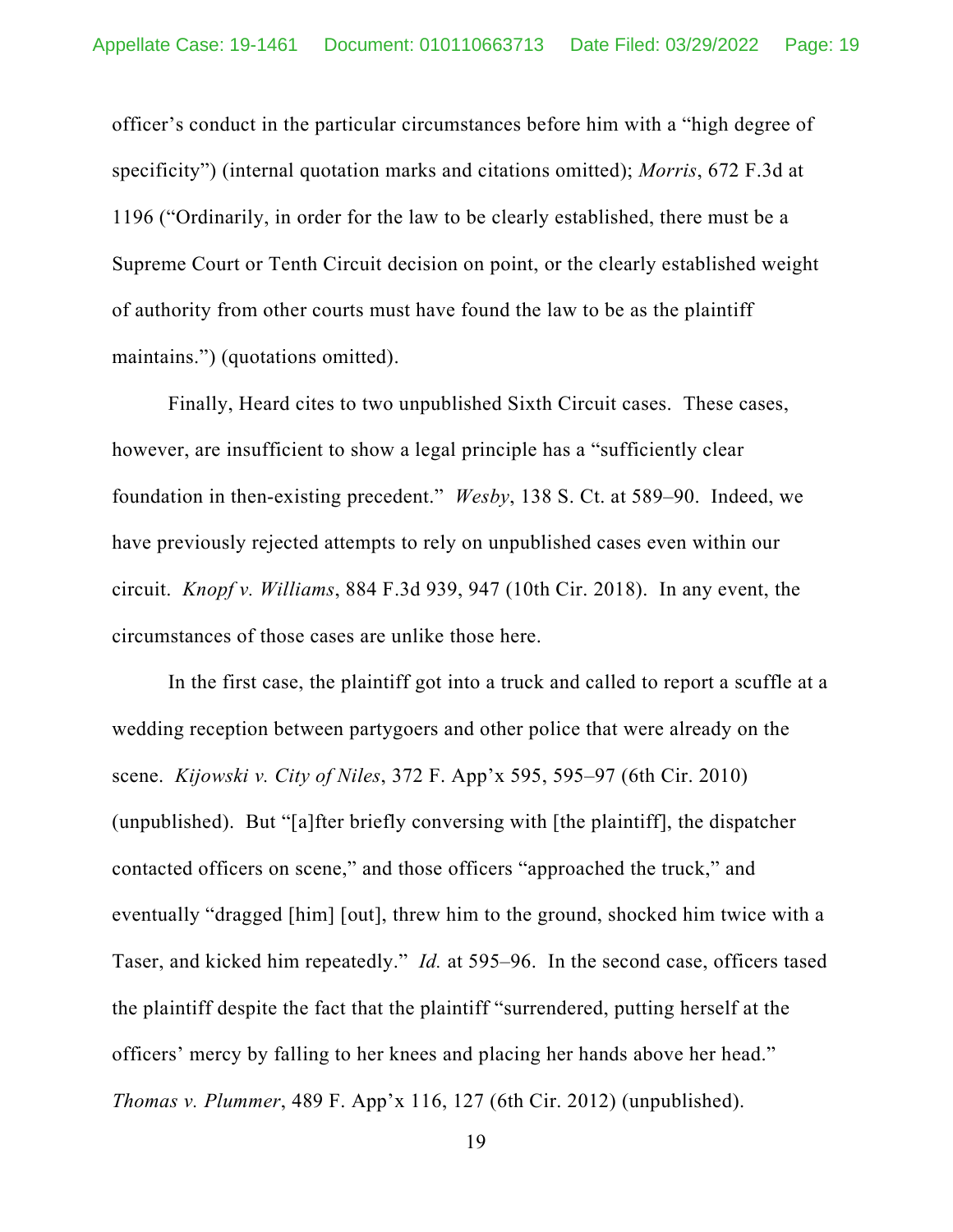officer's conduct in the particular circumstances before him with a "high degree of specificity") (internal quotation marks and citations omitted); *Morris*, 672 F.3d at 1196 ("Ordinarily, in order for the law to be clearly established, there must be a Supreme Court or Tenth Circuit decision on point, or the clearly established weight of authority from other courts must have found the law to be as the plaintiff maintains.") (quotations omitted).

Finally, Heard cites to two unpublished Sixth Circuit cases. These cases, however, are insufficient to show a legal principle has a "sufficiently clear foundation in then-existing precedent." *Wesby*, 138 S. Ct. at 589–90. Indeed, we have previously rejected attempts to rely on unpublished cases even within our circuit. *Knopf v. Williams*, 884 F.3d 939, 947 (10th Cir. 2018). In any event, the circumstances of those cases are unlike those here.

In the first case, the plaintiff got into a truck and called to report a scuffle at a wedding reception between partygoers and other police that were already on the scene. *Kijowski v. City of Niles*, 372 F. App'x 595, 595–97 (6th Cir. 2010) (unpublished). But "[a]fter briefly conversing with [the plaintiff], the dispatcher contacted officers on scene," and those officers "approached the truck," and eventually "dragged [him] [out], threw him to the ground, shocked him twice with a Taser, and kicked him repeatedly." *Id.* at 595–96. In the second case, officers tased the plaintiff despite the fact that the plaintiff "surrendered, putting herself at the officers' mercy by falling to her knees and placing her hands above her head." *Thomas v. Plummer*, 489 F. App'x 116, 127 (6th Cir. 2012) (unpublished).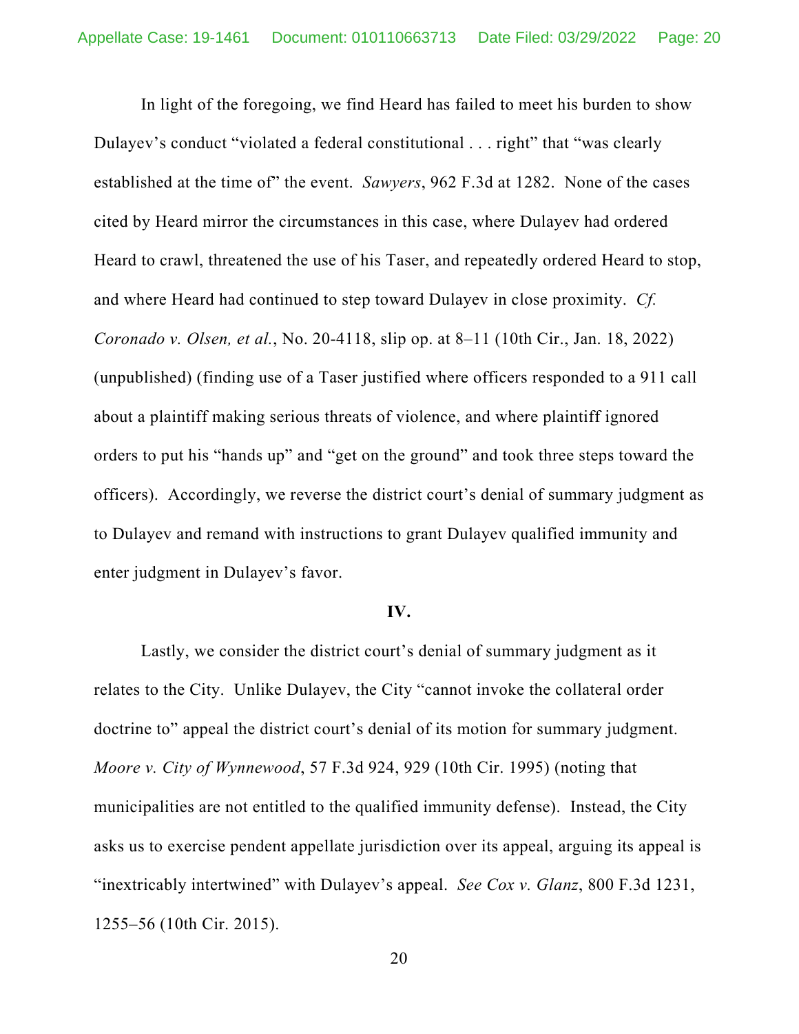In light of the foregoing, we find Heard has failed to meet his burden to show Dulayev's conduct "violated a federal constitutional . . . right" that "was clearly established at the time of" the event. *Sawyers*, 962 F.3d at 1282. None of the cases cited by Heard mirror the circumstances in this case, where Dulayev had ordered Heard to crawl, threatened the use of his Taser, and repeatedly ordered Heard to stop, and where Heard had continued to step toward Dulayev in close proximity. *Cf. Coronado v. Olsen, et al.*, No. 20-4118, slip op. at 8–11 (10th Cir., Jan. 18, 2022) (unpublished) (finding use of a Taser justified where officers responded to a 911 call about a plaintiff making serious threats of violence, and where plaintiff ignored orders to put his "hands up" and "get on the ground" and took three steps toward the officers). Accordingly, we reverse the district court's denial of summary judgment as to Dulayev and remand with instructions to grant Dulayev qualified immunity and enter judgment in Dulayev's favor.

## IV.

Lastly, we consider the district court's denial of summary judgment as it relates to the City. Unlike Dulayev, the City "cannot invoke the collateral order doctrine to" appeal the district court's denial of its motion for summary judgment. *Moore v. City of Wynnewood*, 57 F.3d 924, 929 (10th Cir. 1995) (noting that municipalities are not entitled to the qualified immunity defense). Instead, the City asks us to exercise pendent appellate jurisdiction over its appeal, arguing its appeal is "inextricably intertwined" with Dulayev's appeal. *See Cox v. Glanz*, 800 F.3d 1231, 1255–56 (10th Cir. 2015).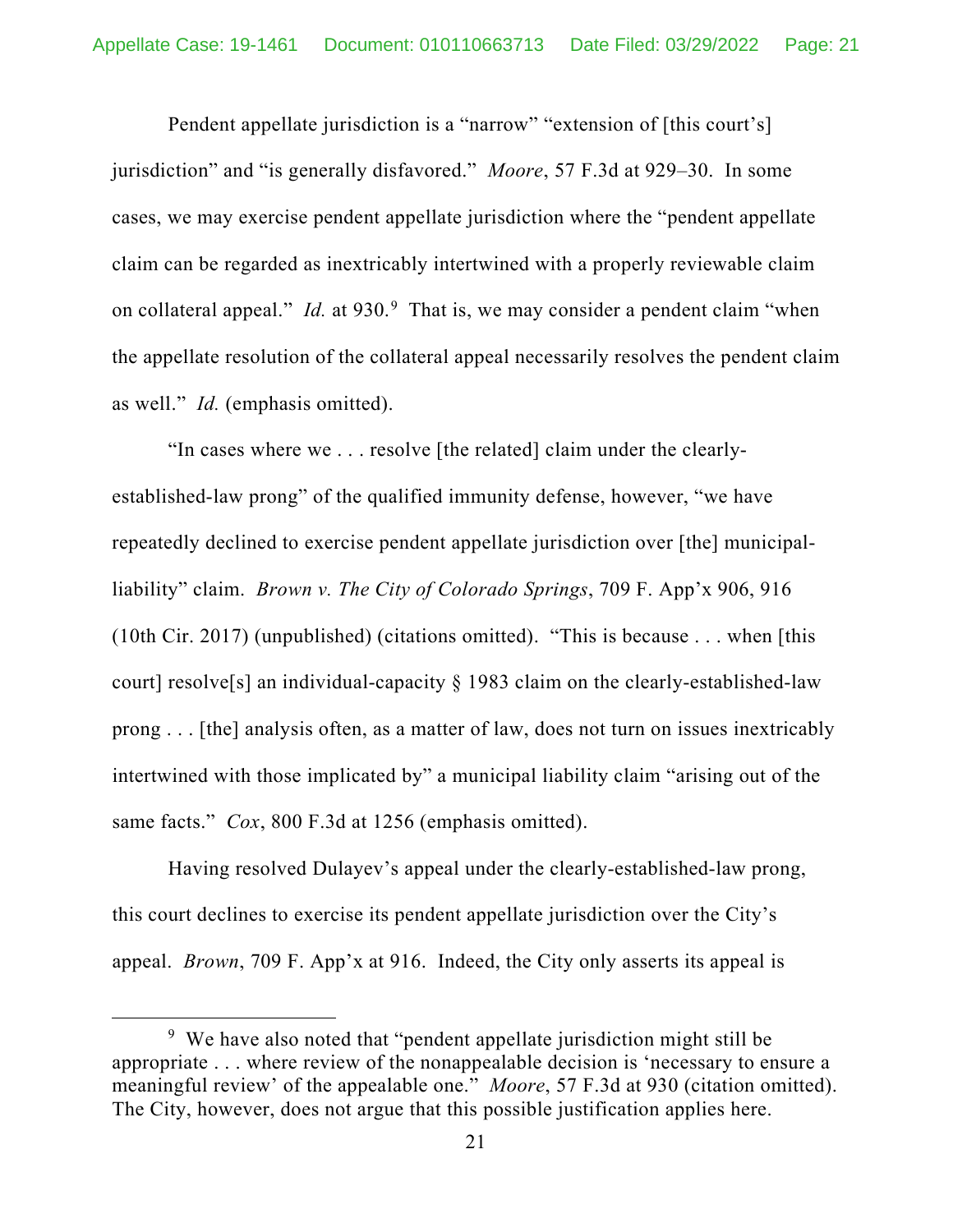Pendent appellate jurisdiction is a "narrow" "extension of [this court's] jurisdiction" and "is generally disfavored." *Moore*, 57 F.3d at 929–30. In some cases, we may exercise pendent appellate jurisdiction where the "pendent appellate claim can be regarded as inextricably intertwined with a properly reviewable claim on collateral appeal." *Id.* at 930.[9] That is, we may consider a pendent claim "when the appellate resolution of the collateral appeal necessarily resolves the pendent claim as well." *Id.* (emphasis omitted).

"In cases where we . . . resolve [the related] claim under the clearly-established-law prong" of the qualified immunity defense, however, "we have repeatedly declined to exercise pendent appellate jurisdiction over [the] municipal-liability" claim. *Brown v. The City of Colorado Springs*, 709 F. App'x 906, 916 (10th Cir. 2017) (unpublished) (citations omitted). "This is because . . . when [this court] resolve[s] an individual-capacity § 1983 claim on the clearly-established-law prong . . . [the] analysis often, as a matter of law, does not turn on issues inextricably intertwined with those implicated by" a municipal liability claim "arising out of the same facts." *Cox*, 800 F.3d at 1256 (emphasis omitted).

Having resolved Dulayev's appeal under the clearly-established-law prong, this court declines to exercise its pendent appellate jurisdiction over the City's appeal. *Brown*, 709 F. App'x at 916. Indeed, the City only asserts its appeal is

[9] We have also noted that "pendent appellate jurisdiction might still be appropriate . . . where review of the nonappealable decision is 'necessary to ensure a meaningful review' of the appealable one." *Moore*, 57 F.3d at 930 (citation omitted). The City, however, does not argue that this possible justification applies here.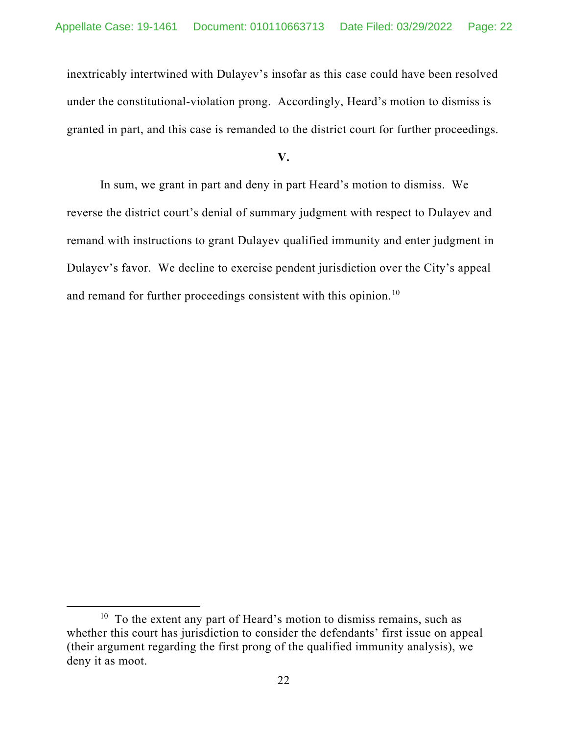inextricably intertwined with Dulayev's insofar as this case could have been resolved under the constitutional-violation prong. Accordingly, Heard's motion to dismiss is granted in part, and this case is remanded to the district court for further proceedings.

## V.

In sum, we grant in part and deny in part Heard's motion to dismiss. We reverse the district court's denial of summary judgment with respect to Dulayev and remand with instructions to grant Dulayev qualified immunity and enter judgment in Dulayev's favor. We decline to exercise pendent jurisdiction over the City's appeal and remand for further proceedings consistent with this opinion.[10]

[10] To the extent any part of Heard's motion to dismiss remains, such as whether this court has jurisdiction to consider the defendants' first issue on appeal (their argument regarding the first prong of the qualified immunity analysis), we deny it as moot.